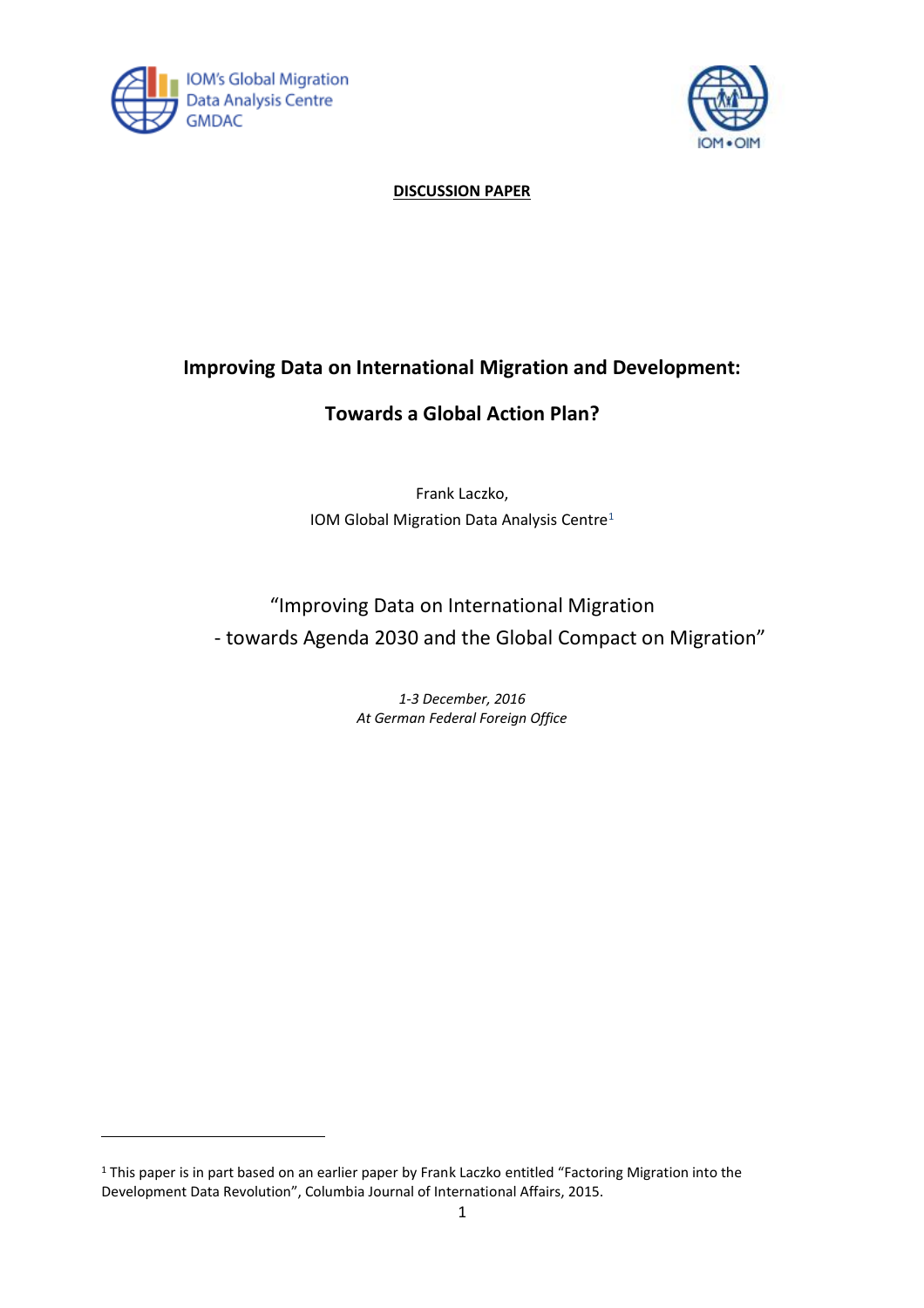**DISCUSSION PAPER**

# Improving Data on International Migration and Development: Towards a Global Action Plan?

Frank Laczko,
IOM Global Migration Data Analysis Centre[1]

"Improving Data on International Migration
- towards Agenda 2030 and the Global Compact on Migration"

*1-3 December, 2016*
*At German Federal Foreign Office*

---

[1] This paper is in part based on an earlier paper by Frank Laczko entitled "Factoring Migration into the Development Data Revolution", Columbia Journal of International Affairs, 2015.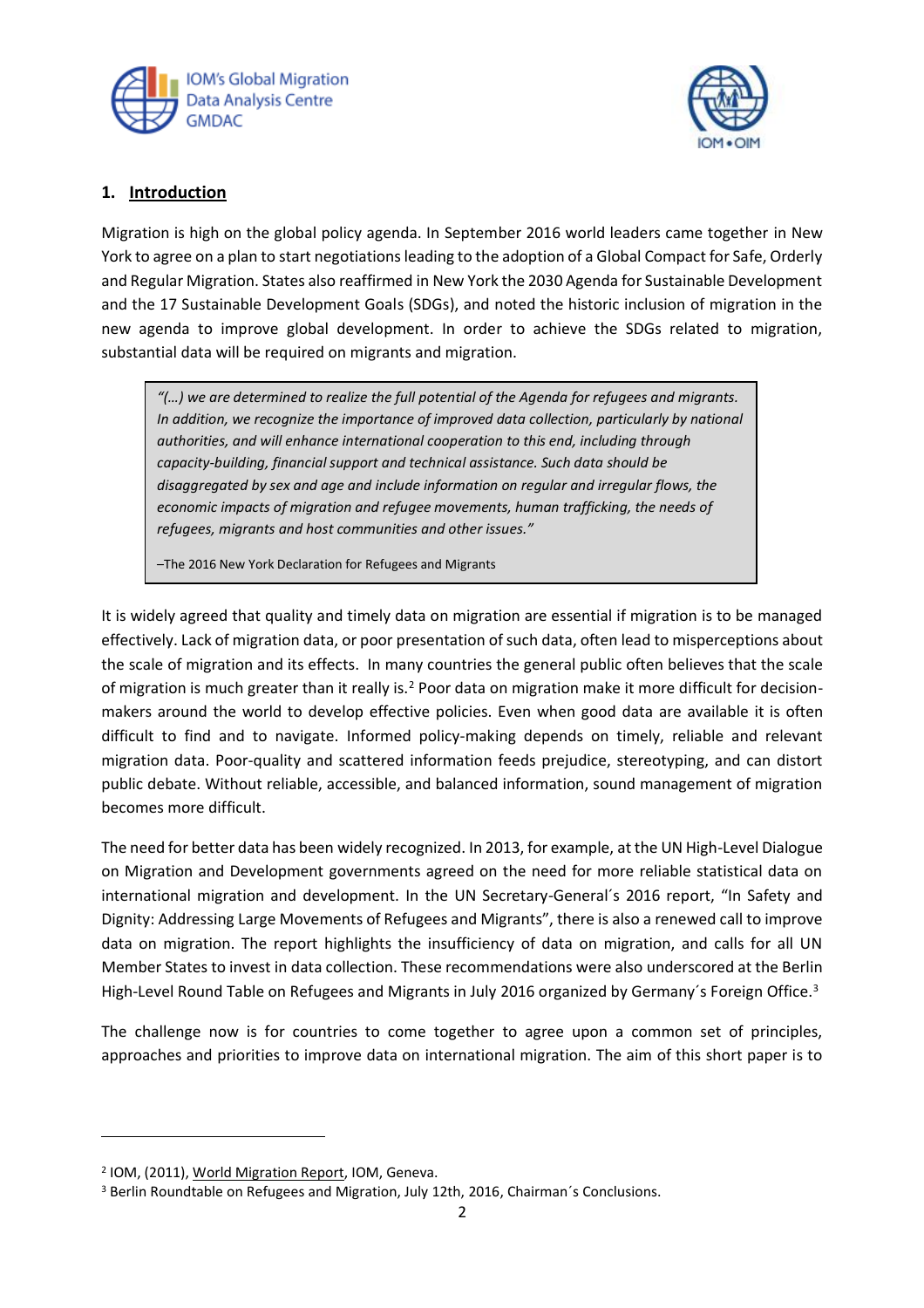## 1. Introduction

Migration is high on the global policy agenda. In September 2016 world leaders came together in New York to agree on a plan to start negotiations leading to the adoption of a Global Compact for Safe, Orderly and Regular Migration. States also reaffirmed in New York the 2030 Agenda for Sustainable Development and the 17 Sustainable Development Goals (SDGs), and noted the historic inclusion of migration in the new agenda to improve global development. In order to achieve the SDGs related to migration, substantial data will be required on migrants and migration.

> *"(…) we are determined to realize the full potential of the Agenda for refugees and migrants. In addition, we recognize the importance of improved data collection, particularly by national authorities, and will enhance international cooperation to this end, including through capacity-building, financial support and technical assistance. Such data should be disaggregated by sex and age and include information on regular and irregular flows, the economic impacts of migration and refugee movements, human trafficking, the needs of refugees, migrants and host communities and other issues."*
>
> –The 2016 New York Declaration for Refugees and Migrants

It is widely agreed that quality and timely data on migration are essential if migration is to be managed effectively. Lack of migration data, or poor presentation of such data, often lead to misperceptions about the scale of migration and its effects. In many countries the general public often believes that the scale of migration is much greater than it really is.[2] Poor data on migration make it more difficult for decision-makers around the world to develop effective policies. Even when good data are available it is often difficult to find and to navigate. Informed policy-making depends on timely, reliable and relevant migration data. Poor-quality and scattered information feeds prejudice, stereotyping, and can distort public debate. Without reliable, accessible, and balanced information, sound management of migration becomes more difficult.

The need for better data has been widely recognized. In 2013, for example, at the UN High-Level Dialogue on Migration and Development governments agreed on the need for more reliable statistical data on international migration and development. In the UN Secretary-General´s 2016 report, "In Safety and Dignity: Addressing Large Movements of Refugees and Migrants", there is also a renewed call to improve data on migration. The report highlights the insufficiency of data on migration, and calls for all UN Member States to invest in data collection. These recommendations were also underscored at the Berlin High-Level Round Table on Refugees and Migrants in July 2016 organized by Germany´s Foreign Office.[3]

The challenge now is for countries to come together to agree upon a common set of principles, approaches and priorities to improve data on international migration. The aim of this short paper is to

---

[2] IOM, (2011), World Migration Report, IOM, Geneva.

[3] Berlin Roundtable on Refugees and Migration, July 12th, 2016, Chairman´s Conclusions.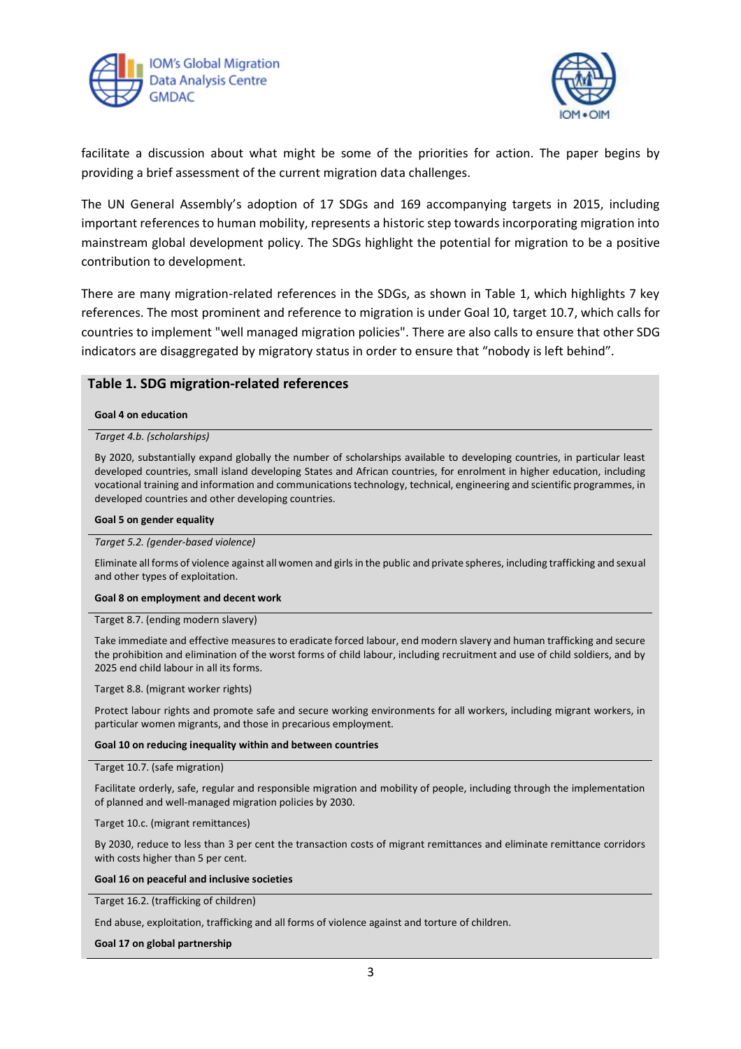facilitate a discussion about what might be some of the priorities for action. The paper begins by providing a brief assessment of the current migration data challenges.

The UN General Assembly's adoption of 17 SDGs and 169 accompanying targets in 2015, including important references to human mobility, represents a historic step towards incorporating migration into mainstream global development policy. The SDGs highlight the potential for migration to be a positive contribution to development.

There are many migration-related references in the SDGs, as shown in Table 1, which highlights 7 key references. The most prominent and reference to migration is under Goal 10, target 10.7, which calls for countries to implement "well managed migration policies". There are also calls to ensure that other SDG indicators are disaggregated by migratory status in order to ensure that "nobody is left behind".

### Table 1. SDG migration-related references

**Goal 4 on education**

*Target 4.b. (scholarships)*

By 2020, substantially expand globally the number of scholarships available to developing countries, in particular least developed countries, small island developing States and African countries, for enrolment in higher education, including vocational training and information and communications technology, technical, engineering and scientific programmes, in developed countries and other developing countries.

**Goal 5 on gender equality**

*Target 5.2. (gender-based violence)*

Eliminate all forms of violence against all women and girls in the public and private spheres, including trafficking and sexual and other types of exploitation.

**Goal 8 on employment and decent work**

Target 8.7. (ending modern slavery)

Take immediate and effective measures to eradicate forced labour, end modern slavery and human trafficking and secure the prohibition and elimination of the worst forms of child labour, including recruitment and use of child soldiers, and by 2025 end child labour in all its forms.

Target 8.8. (migrant worker rights)

Protect labour rights and promote safe and secure working environments for all workers, including migrant workers, in particular women migrants, and those in precarious employment.

**Goal 10 on reducing inequality within and between countries**

Target 10.7. (safe migration)

Facilitate orderly, safe, regular and responsible migration and mobility of people, including through the implementation of planned and well-managed migration policies by 2030.

Target 10.c. (migrant remittances)

By 2030, reduce to less than 3 per cent the transaction costs of migrant remittances and eliminate remittance corridors with costs higher than 5 per cent.

**Goal 16 on peaceful and inclusive societies**

Target 16.2. (trafficking of children)

End abuse, exploitation, trafficking and all forms of violence against and torture of children.

**Goal 17 on global partnership**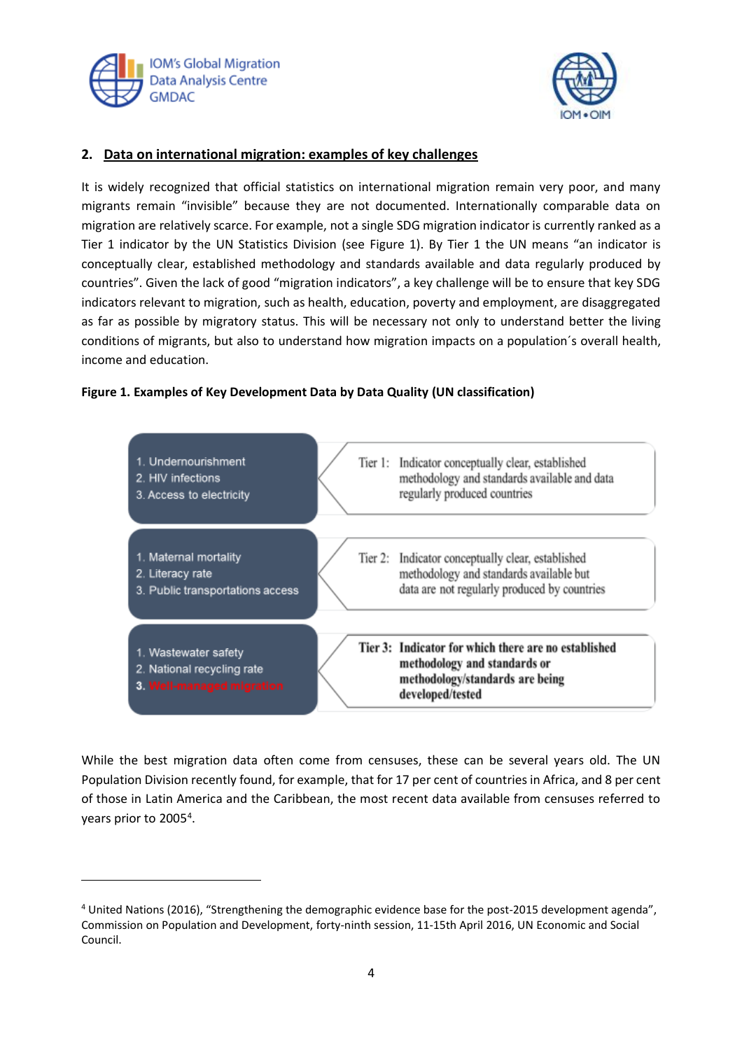## 2. Data on international migration: examples of key challenges

It is widely recognized that official statistics on international migration remain very poor, and many migrants remain "invisible" because they are not documented. Internationally comparable data on migration are relatively scarce. For example, not a single SDG migration indicator is currently ranked as a Tier 1 indicator by the UN Statistics Division (see Figure 1). By Tier 1 the UN means "an indicator is conceptually clear, established methodology and standards available and data regularly produced by countries". Given the lack of good "migration indicators", a key challenge will be to ensure that key SDG indicators relevant to migration, such as health, education, poverty and employment, are disaggregated as far as possible by migratory status. This will be necessary not only to understand better the living conditions of migrants, but also to understand how migration impacts on a population´s overall health, income and education.

**Figure 1. Examples of Key Development Data by Data Quality (UN classification)**

| Examples | Tier |
| --- | --- |
| 1. Undernourishment<br>2. HIV infections<br>3. Access to electricity | Tier 1: Indicator conceptually clear, established methodology and standards available and data regularly produced countries |
| 1. Maternal mortality<br>2. Literacy rate<br>3. Public transportations access | Tier 2: Indicator conceptually clear, established methodology and standards available but data are not regularly produced by countries |
| 1. Wastewater safety<br>2. National recycling rate<br>**3. Well-managed migration** | **Tier 3: Indicator for which there are no established methodology and standards or methodology/standards are being developed/tested** |

While the best migration data often come from censuses, these can be several years old. The UN Population Division recently found, for example, that for 17 per cent of countries in Africa, and 8 per cent of those in Latin America and the Caribbean, the most recent data available from censuses referred to years prior to 2005[4].

[4] United Nations (2016), "Strengthening the demographic evidence base for the post-2015 development agenda", Commission on Population and Development, forty-ninth session, 11-15th April 2016, UN Economic and Social Council.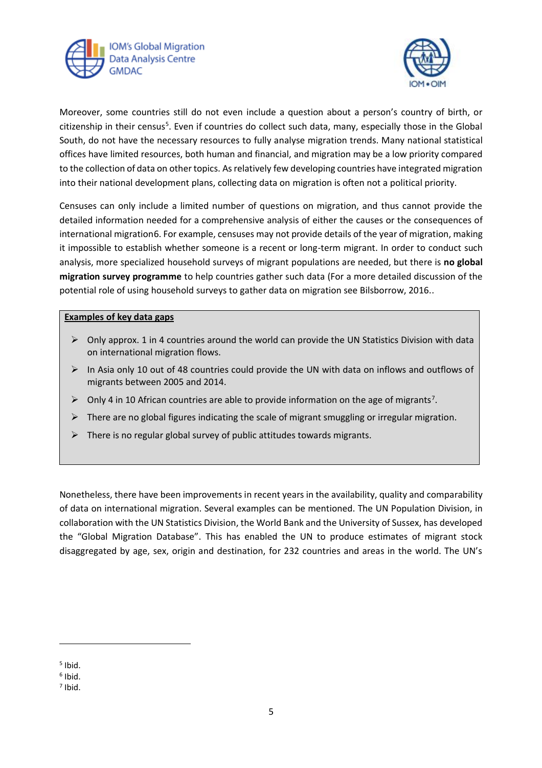Moreover, some countries still do not even include a question about a person's country of birth, or citizenship in their census[5]. Even if countries do collect such data, many, especially those in the Global South, do not have the necessary resources to fully analyse migration trends. Many national statistical offices have limited resources, both human and financial, and migration may be a low priority compared to the collection of data on other topics. As relatively few developing countries have integrated migration into their national development plans, collecting data on migration is often not a political priority.

Censuses can only include a limited number of questions on migration, and thus cannot provide the detailed information needed for a comprehensive analysis of either the causes or the consequences of international migration6. For example, censuses may not provide details of the year of migration, making it impossible to establish whether someone is a recent or long-term migrant. In order to conduct such analysis, more specialized household surveys of migrant populations are needed, but there is **no global migration survey programme** to help countries gather such data (For a more detailed discussion of the potential role of using household surveys to gather data on migration see Bilsborrow, 2016..

**Examples of key data gaps**

- Only approx. 1 in 4 countries around the world can provide the UN Statistics Division with data on international migration flows.
- In Asia only 10 out of 48 countries could provide the UN with data on inflows and outflows of migrants between 2005 and 2014.
- Only 4 in 10 African countries are able to provide information on the age of migrants[7].
- There are no global figures indicating the scale of migrant smuggling or irregular migration.
- There is no regular global survey of public attitudes towards migrants.

Nonetheless, there have been improvements in recent years in the availability, quality and comparability of data on international migration. Several examples can be mentioned. The UN Population Division, in collaboration with the UN Statistics Division, the World Bank and the University of Sussex, has developed the "Global Migration Database". This has enabled the UN to produce estimates of migrant stock disaggregated by age, sex, origin and destination, for 232 countries and areas in the world. The UN's

---

[5] Ibid.

[6] Ibid.

[7] Ibid.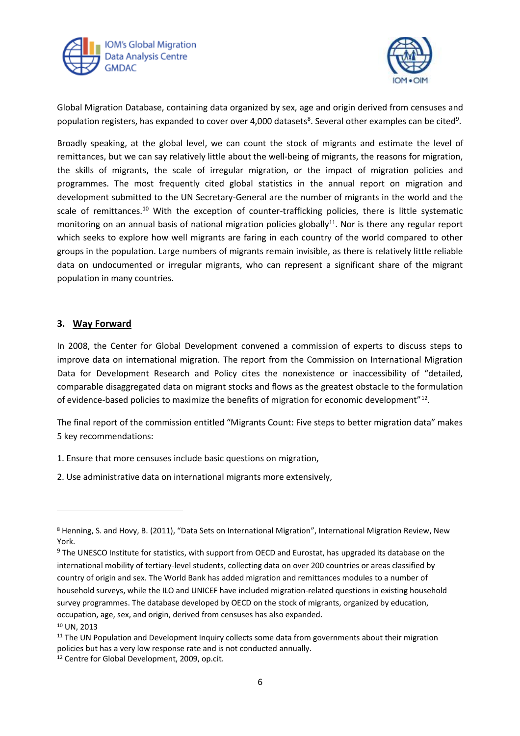Global Migration Database, containing data organized by sex, age and origin derived from censuses and population registers, has expanded to cover over 4,000 datasets[8]. Several other examples can be cited[9].

Broadly speaking, at the global level, we can count the stock of migrants and estimate the level of remittances, but we can say relatively little about the well-being of migrants, the reasons for migration, the skills of migrants, the scale of irregular migration, or the impact of migration policies and programmes. The most frequently cited global statistics in the annual report on migration and development submitted to the UN Secretary-General are the number of migrants in the world and the scale of remittances.[10] With the exception of counter-trafficking policies, there is little systematic monitoring on an annual basis of national migration policies globally[11]. Nor is there any regular report which seeks to explore how well migrants are faring in each country of the world compared to other groups in the population. Large numbers of migrants remain invisible, as there is relatively little reliable data on undocumented or irregular migrants, who can represent a significant share of the migrant population in many countries.

## 3. Way Forward

In 2008, the Center for Global Development convened a commission of experts to discuss steps to improve data on international migration. The report from the Commission on International Migration Data for Development Research and Policy cites the nonexistence or inaccessibility of "detailed, comparable disaggregated data on migrant stocks and flows as the greatest obstacle to the formulation of evidence-based policies to maximize the benefits of migration for economic development"[12].

The final report of the commission entitled "Migrants Count: Five steps to better migration data" makes 5 key recommendations:

1. Ensure that more censuses include basic questions on migration,

2. Use administrative data on international migrants more extensively,

---

[8] Henning, S. and Hovy, B. (2011), "Data Sets on International Migration", International Migration Review, New York.

[9] The UNESCO Institute for statistics, with support from OECD and Eurostat, has upgraded its database on the international mobility of tertiary-level students, collecting data on over 200 countries or areas classified by country of origin and sex. The World Bank has added migration and remittances modules to a number of household surveys, while the ILO and UNICEF have included migration-related questions in existing household survey programmes. The database developed by OECD on the stock of migrants, organized by education, occupation, age, sex, and origin, derived from censuses has also expanded.

[10] UN, 2013

[11] The UN Population and Development Inquiry collects some data from governments about their migration policies but has a very low response rate and is not conducted annually.

[12] Centre for Global Development, 2009, op.cit.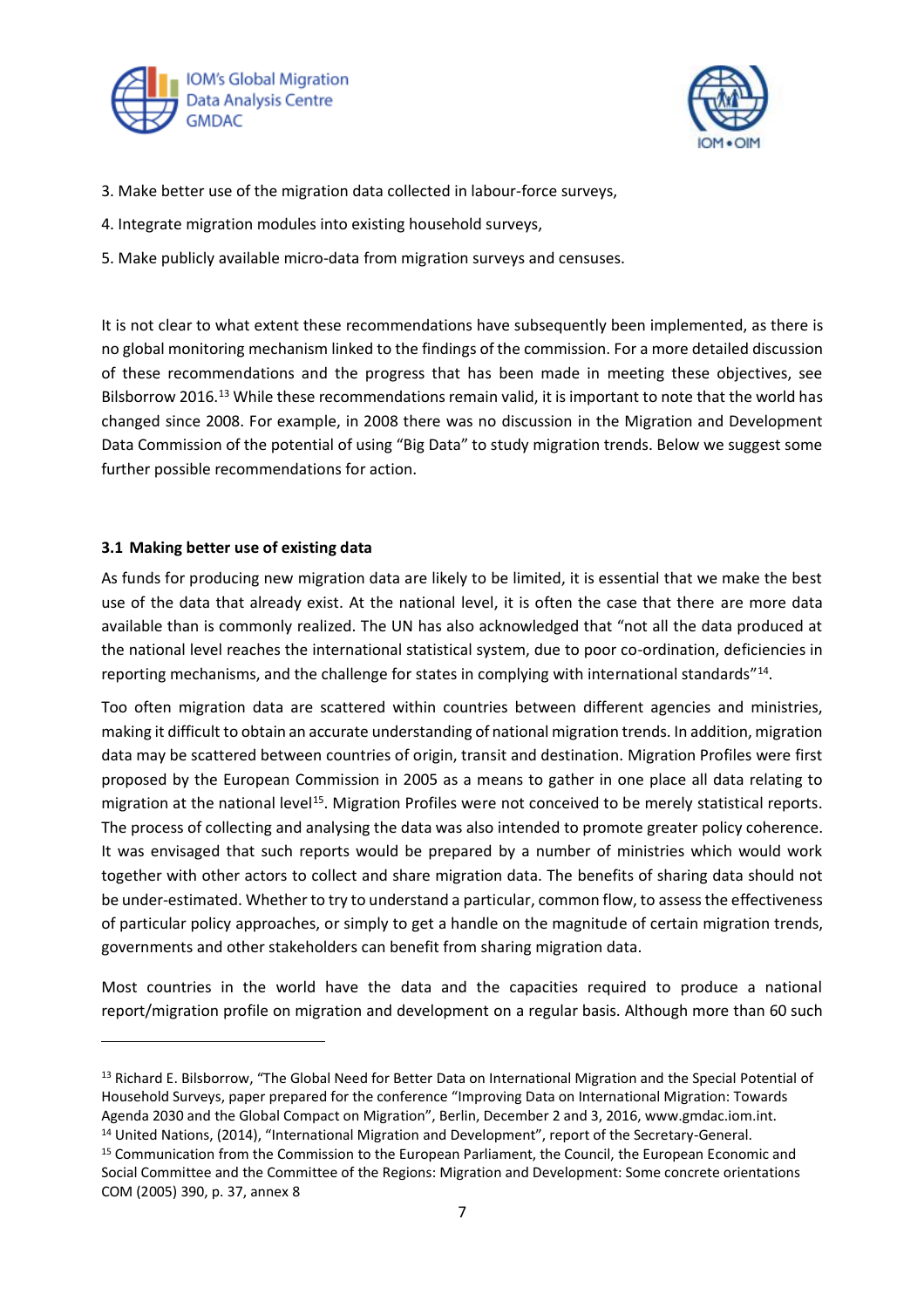3. Make better use of the migration data collected in labour-force surveys,

4. Integrate migration modules into existing household surveys,

5. Make publicly available micro-data from migration surveys and censuses.

It is not clear to what extent these recommendations have subsequently been implemented, as there is no global monitoring mechanism linked to the findings of the commission. For a more detailed discussion of these recommendations and the progress that has been made in meeting these objectives, see Bilsborrow 2016.[13] While these recommendations remain valid, it is important to note that the world has changed since 2008. For example, in 2008 there was no discussion in the Migration and Development Data Commission of the potential of using "Big Data" to study migration trends. Below we suggest some further possible recommendations for action.

### 3.1 Making better use of existing data

As funds for producing new migration data are likely to be limited, it is essential that we make the best use of the data that already exist. At the national level, it is often the case that there are more data available than is commonly realized. The UN has also acknowledged that "not all the data produced at the national level reaches the international statistical system, due to poor co-ordination, deficiencies in reporting mechanisms, and the challenge for states in complying with international standards"[14].

Too often migration data are scattered within countries between different agencies and ministries, making it difficult to obtain an accurate understanding of national migration trends. In addition, migration data may be scattered between countries of origin, transit and destination. Migration Profiles were first proposed by the European Commission in 2005 as a means to gather in one place all data relating to migration at the national level[15]. Migration Profiles were not conceived to be merely statistical reports. The process of collecting and analysing the data was also intended to promote greater policy coherence. It was envisaged that such reports would be prepared by a number of ministries which would work together with other actors to collect and share migration data. The benefits of sharing data should not be under-estimated. Whether to try to understand a particular, common flow, to assess the effectiveness of particular policy approaches, or simply to get a handle on the magnitude of certain migration trends, governments and other stakeholders can benefit from sharing migration data.

Most countries in the world have the data and the capacities required to produce a national report/migration profile on migration and development on a regular basis. Although more than 60 such

---

[13] Richard E. Bilsborrow, "The Global Need for Better Data on International Migration and the Special Potential of Household Surveys, paper prepared for the conference "Improving Data on International Migration: Towards Agenda 2030 and the Global Compact on Migration", Berlin, December 2 and 3, 2016, www.gmdac.iom.int.

[14] United Nations, (2014), "International Migration and Development", report of the Secretary-General.

[15] Communication from the Commission to the European Parliament, the Council, the European Economic and Social Committee and the Committee of the Regions: Migration and Development: Some concrete orientations COM (2005) 390, p. 37, annex 8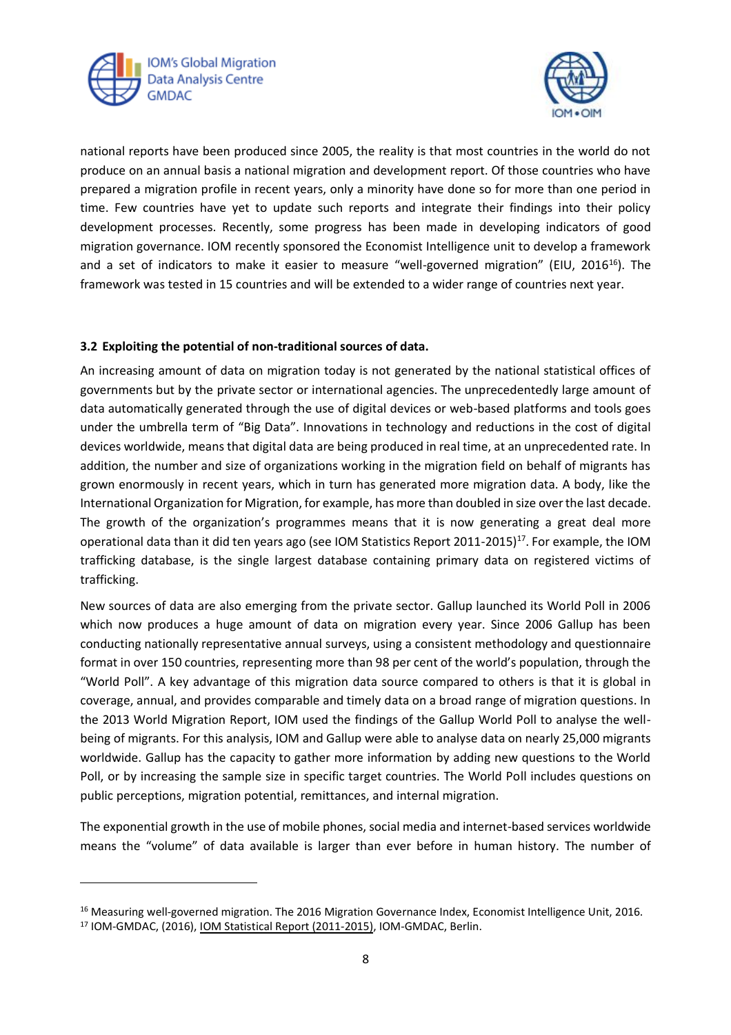national reports have been produced since 2005, the reality is that most countries in the world do not produce on an annual basis a national migration and development report. Of those countries who have prepared a migration profile in recent years, only a minority have done so for more than one period in time. Few countries have yet to update such reports and integrate their findings into their policy development processes. Recently, some progress has been made in developing indicators of good migration governance. IOM recently sponsored the Economist Intelligence unit to develop a framework and a set of indicators to make it easier to measure "well-governed migration" (EIU, 2016[16]). The framework was tested in 15 countries and will be extended to a wider range of countries next year.

### 3.2 Exploiting the potential of non-traditional sources of data.

An increasing amount of data on migration today is not generated by the national statistical offices of governments but by the private sector or international agencies. The unprecedentedly large amount of data automatically generated through the use of digital devices or web-based platforms and tools goes under the umbrella term of "Big Data". Innovations in technology and reductions in the cost of digital devices worldwide, means that digital data are being produced in real time, at an unprecedented rate. In addition, the number and size of organizations working in the migration field on behalf of migrants has grown enormously in recent years, which in turn has generated more migration data. A body, like the International Organization for Migration, for example, has more than doubled in size over the last decade. The growth of the organization's programmes means that it is now generating a great deal more operational data than it did ten years ago (see IOM Statistics Report 2011-2015)[17]. For example, the IOM trafficking database, is the single largest database containing primary data on registered victims of trafficking.

New sources of data are also emerging from the private sector. Gallup launched its World Poll in 2006 which now produces a huge amount of data on migration every year. Since 2006 Gallup has been conducting nationally representative annual surveys, using a consistent methodology and questionnaire format in over 150 countries, representing more than 98 per cent of the world's population, through the "World Poll". A key advantage of this migration data source compared to others is that it is global in coverage, annual, and provides comparable and timely data on a broad range of migration questions. In the 2013 World Migration Report, IOM used the findings of the Gallup World Poll to analyse the well-being of migrants. For this analysis, IOM and Gallup were able to analyse data on nearly 25,000 migrants worldwide. Gallup has the capacity to gather more information by adding new questions to the World Poll, or by increasing the sample size in specific target countries. The World Poll includes questions on public perceptions, migration potential, remittances, and internal migration.

The exponential growth in the use of mobile phones, social media and internet-based services worldwide means the "volume" of data available is larger than ever before in human history. The number of

---

[16] Measuring well-governed migration. The 2016 Migration Governance Index, Economist Intelligence Unit, 2016.

[17] IOM-GMDAC, (2016), IOM Statistical Report (2011-2015), IOM-GMDAC, Berlin.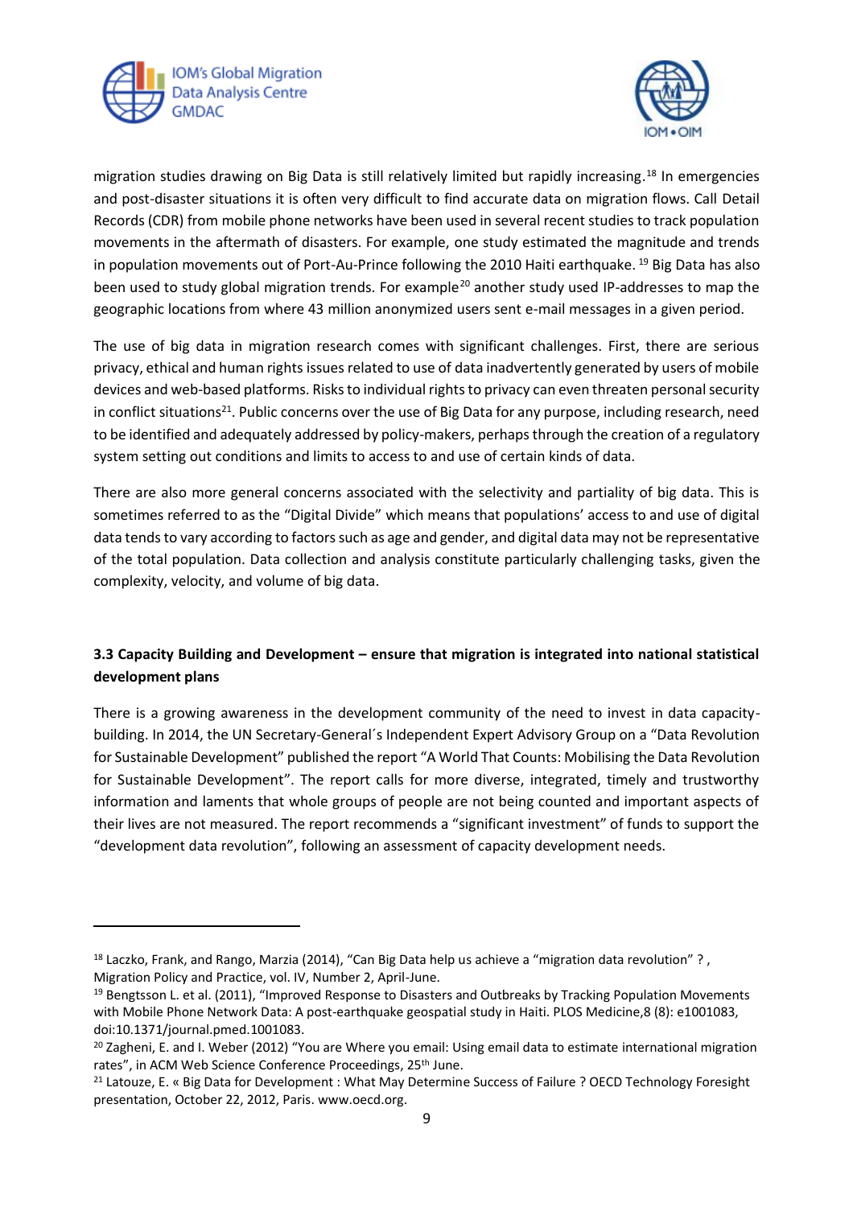migration studies drawing on Big Data is still relatively limited but rapidly increasing.[18] In emergencies and post-disaster situations it is often very difficult to find accurate data on migration flows. Call Detail Records (CDR) from mobile phone networks have been used in several recent studies to track population movements in the aftermath of disasters. For example, one study estimated the magnitude and trends in population movements out of Port-Au-Prince following the 2010 Haiti earthquake. [19] Big Data has also been used to study global migration trends. For example[20] another study used IP-addresses to map the geographic locations from where 43 million anonymized users sent e-mail messages in a given period.

The use of big data in migration research comes with significant challenges. First, there are serious privacy, ethical and human rights issues related to use of data inadvertently generated by users of mobile devices and web-based platforms. Risks to individual rights to privacy can even threaten personal security in conflict situations[21]. Public concerns over the use of Big Data for any purpose, including research, need to be identified and adequately addressed by policy-makers, perhaps through the creation of a regulatory system setting out conditions and limits to access to and use of certain kinds of data.

There are also more general concerns associated with the selectivity and partiality of big data. This is sometimes referred to as the "Digital Divide" which means that populations' access to and use of digital data tends to vary according to factors such as age and gender, and digital data may not be representative of the total population. Data collection and analysis constitute particularly challenging tasks, given the complexity, velocity, and volume of big data.

### 3.3 Capacity Building and Development – ensure that migration is integrated into national statistical development plans

There is a growing awareness in the development community of the need to invest in data capacity-building. In 2014, the UN Secretary-General´s Independent Expert Advisory Group on a "Data Revolution for Sustainable Development" published the report "A World That Counts: Mobilising the Data Revolution for Sustainable Development". The report calls for more diverse, integrated, timely and trustworthy information and laments that whole groups of people are not being counted and important aspects of their lives are not measured. The report recommends a "significant investment" of funds to support the "development data revolution", following an assessment of capacity development needs.

---

[18] Laczko, Frank, and Rango, Marzia (2014), "Can Big Data help us achieve a "migration data revolution" ? , Migration Policy and Practice, vol. IV, Number 2, April-June.

[19] Bengtsson L. et al. (2011), "Improved Response to Disasters and Outbreaks by Tracking Population Movements with Mobile Phone Network Data: A post-earthquake geospatial study in Haiti. PLOS Medicine,8 (8): e1001083, doi:10.1371/journal.pmed.1001083.

[20] Zagheni, E. and I. Weber (2012) "You are Where you email: Using email data to estimate international migration rates", in ACM Web Science Conference Proceedings, 25th June.

[21] Latouze, E. « Big Data for Development : What May Determine Success of Failure ? OECD Technology Foresight presentation, October 22, 2012, Paris. www.oecd.org.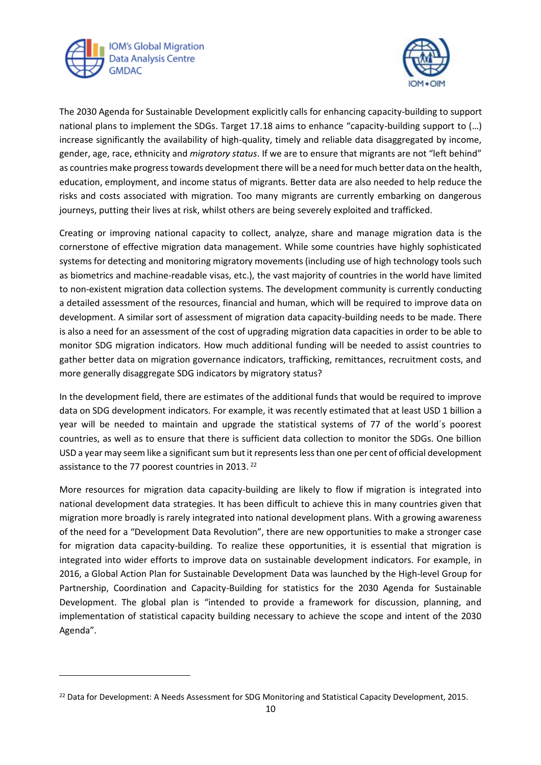The 2030 Agenda for Sustainable Development explicitly calls for enhancing capacity-building to support national plans to implement the SDGs. Target 17.18 aims to enhance "capacity-building support to (…) increase significantly the availability of high-quality, timely and reliable data disaggregated by income, gender, age, race, ethnicity and *migratory status*. If we are to ensure that migrants are not "left behind" as countries make progress towards development there will be a need for much better data on the health, education, employment, and income status of migrants. Better data are also needed to help reduce the risks and costs associated with migration. Too many migrants are currently embarking on dangerous journeys, putting their lives at risk, whilst others are being severely exploited and trafficked.

Creating or improving national capacity to collect, analyze, share and manage migration data is the cornerstone of effective migration data management. While some countries have highly sophisticated systems for detecting and monitoring migratory movements (including use of high technology tools such as biometrics and machine-readable visas, etc.), the vast majority of countries in the world have limited to non-existent migration data collection systems. The development community is currently conducting a detailed assessment of the resources, financial and human, which will be required to improve data on development. A similar sort of assessment of migration data capacity-building needs to be made. There is also a need for an assessment of the cost of upgrading migration data capacities in order to be able to monitor SDG migration indicators. How much additional funding will be needed to assist countries to gather better data on migration governance indicators, trafficking, remittances, recruitment costs, and more generally disaggregate SDG indicators by migratory status?

In the development field, there are estimates of the additional funds that would be required to improve data on SDG development indicators. For example, it was recently estimated that at least USD 1 billion a year will be needed to maintain and upgrade the statistical systems of 77 of the world´s poorest countries, as well as to ensure that there is sufficient data collection to monitor the SDGs. One billion USD a year may seem like a significant sum but it represents less than one per cent of official development assistance to the 77 poorest countries in 2013. [22]

More resources for migration data capacity-building are likely to flow if migration is integrated into national development data strategies. It has been difficult to achieve this in many countries given that migration more broadly is rarely integrated into national development plans. With a growing awareness of the need for a "Development Data Revolution", there are new opportunities to make a stronger case for migration data capacity-building. To realize these opportunities, it is essential that migration is integrated into wider efforts to improve data on sustainable development indicators. For example, in 2016, a Global Action Plan for Sustainable Development Data was launched by the High-level Group for Partnership, Coordination and Capacity-Building for statistics for the 2030 Agenda for Sustainable Development. The global plan is "intended to provide a framework for discussion, planning, and implementation of statistical capacity building necessary to achieve the scope and intent of the 2030 Agenda".

---

[22] Data for Development: A Needs Assessment for SDG Monitoring and Statistical Capacity Development, 2015.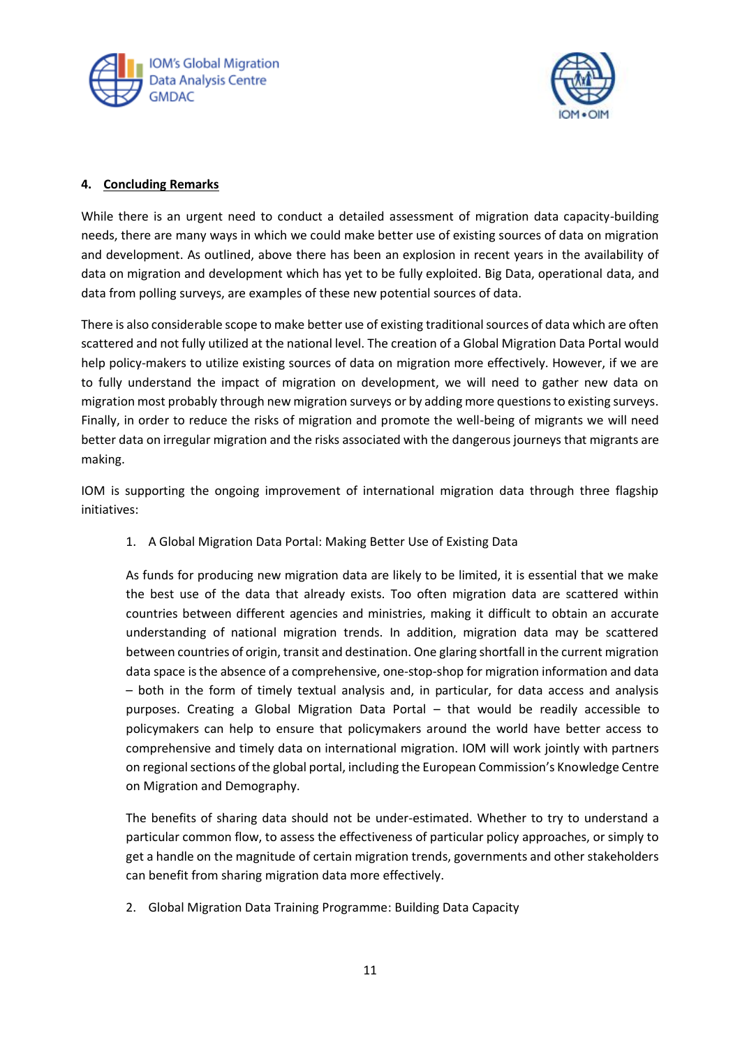## 4. Concluding Remarks

While there is an urgent need to conduct a detailed assessment of migration data capacity-building needs, there are many ways in which we could make better use of existing sources of data on migration and development. As outlined, above there has been an explosion in recent years in the availability of data on migration and development which has yet to be fully exploited. Big Data, operational data, and data from polling surveys, are examples of these new potential sources of data.

There is also considerable scope to make better use of existing traditional sources of data which are often scattered and not fully utilized at the national level. The creation of a Global Migration Data Portal would help policy-makers to utilize existing sources of data on migration more effectively. However, if we are to fully understand the impact of migration on development, we will need to gather new data on migration most probably through new migration surveys or by adding more questions to existing surveys. Finally, in order to reduce the risks of migration and promote the well-being of migrants we will need better data on irregular migration and the risks associated with the dangerous journeys that migrants are making.

IOM is supporting the ongoing improvement of international migration data through three flagship initiatives:

1. A Global Migration Data Portal: Making Better Use of Existing Data

   As funds for producing new migration data are likely to be limited, it is essential that we make the best use of the data that already exists. Too often migration data are scattered within countries between different agencies and ministries, making it difficult to obtain an accurate understanding of national migration trends. In addition, migration data may be scattered between countries of origin, transit and destination. One glaring shortfall in the current migration data space is the absence of a comprehensive, one-stop-shop for migration information and data – both in the form of timely textual analysis and, in particular, for data access and analysis purposes. Creating a Global Migration Data Portal – that would be readily accessible to policymakers can help to ensure that policymakers around the world have better access to comprehensive and timely data on international migration. IOM will work jointly with partners on regional sections of the global portal, including the European Commission's Knowledge Centre on Migration and Demography.

   The benefits of sharing data should not be under-estimated. Whether to try to understand a particular common flow, to assess the effectiveness of particular policy approaches, or simply to get a handle on the magnitude of certain migration trends, governments and other stakeholders can benefit from sharing migration data more effectively.

2. Global Migration Data Training Programme: Building Data Capacity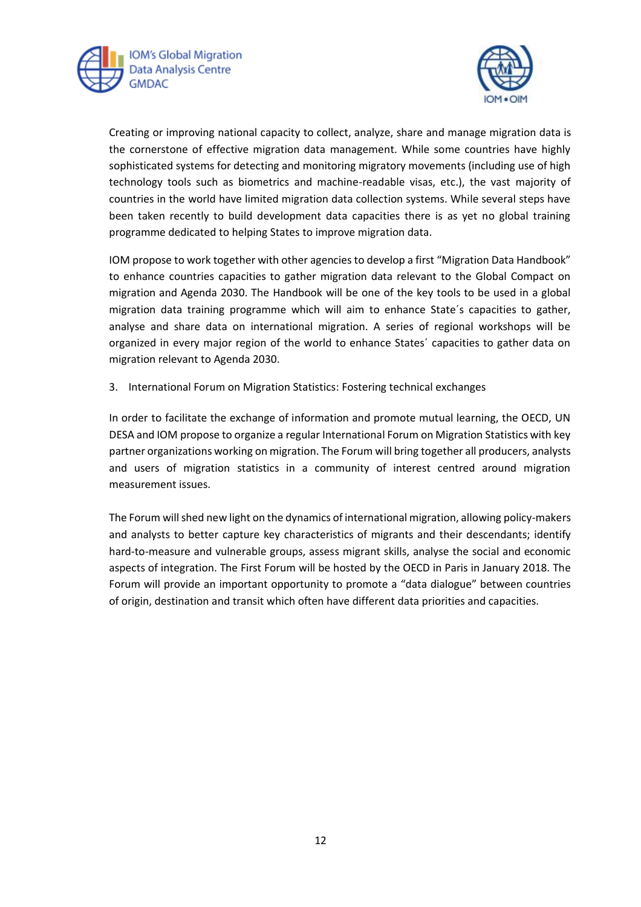Creating or improving national capacity to collect, analyze, share and manage migration data is the cornerstone of effective migration data management. While some countries have highly sophisticated systems for detecting and monitoring migratory movements (including use of high technology tools such as biometrics and machine-readable visas, etc.), the vast majority of countries in the world have limited migration data collection systems. While several steps have been taken recently to build development data capacities there is as yet no global training programme dedicated to helping States to improve migration data.

IOM propose to work together with other agencies to develop a first "Migration Data Handbook" to enhance countries capacities to gather migration data relevant to the Global Compact on migration and Agenda 2030. The Handbook will be one of the key tools to be used in a global migration data training programme which will aim to enhance State´s capacities to gather, analyse and share data on international migration. A series of regional workshops will be organized in every major region of the world to enhance States´ capacities to gather data on migration relevant to Agenda 2030.

3. International Forum on Migration Statistics: Fostering technical exchanges

In order to facilitate the exchange of information and promote mutual learning, the OECD, UN DESA and IOM propose to organize a regular International Forum on Migration Statistics with key partner organizations working on migration. The Forum will bring together all producers, analysts and users of migration statistics in a community of interest centred around migration measurement issues.

The Forum will shed new light on the dynamics of international migration, allowing policy-makers and analysts to better capture key characteristics of migrants and their descendants; identify hard-to-measure and vulnerable groups, assess migrant skills, analyse the social and economic aspects of integration. The First Forum will be hosted by the OECD in Paris in January 2018. The Forum will provide an important opportunity to promote a "data dialogue" between countries of origin, destination and transit which often have different data priorities and capacities.